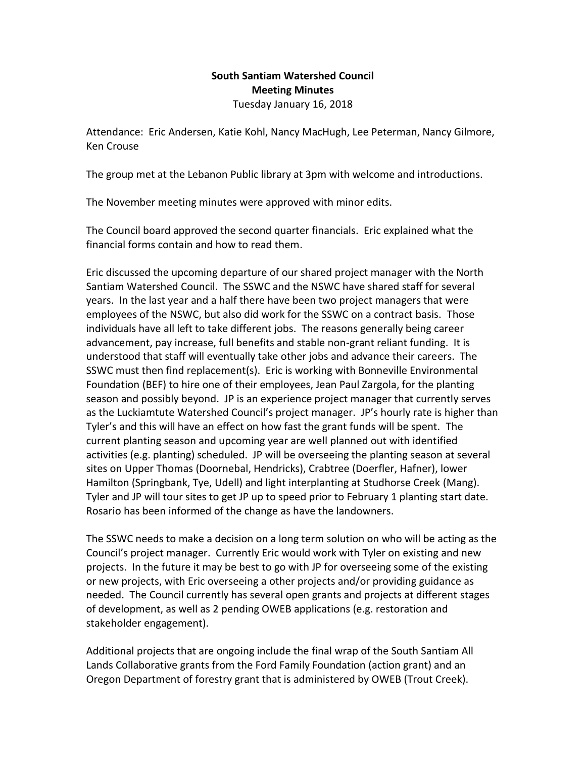**South Santiam Watershed Council**
**Meeting Minutes**
Tuesday January 16, 2018

Attendance: Eric Andersen, Katie Kohl, Nancy MacHugh, Lee Peterman, Nancy Gilmore, Ken Crouse

The group met at the Lebanon Public library at 3pm with welcome and introductions.

The November meeting minutes were approved with minor edits.

The Council board approved the second quarter financials. Eric explained what the financial forms contain and how to read them.

Eric discussed the upcoming departure of our shared project manager with the North Santiam Watershed Council. The SSWC and the NSWC have shared staff for several years. In the last year and a half there have been two project managers that were employees of the NSWC, but also did work for the SSWC on a contract basis. Those individuals have all left to take different jobs. The reasons generally being career advancement, pay increase, full benefits and stable non-grant reliant funding. It is understood that staff will eventually take other jobs and advance their careers. The SSWC must then find replacement(s). Eric is working with Bonneville Environmental Foundation (BEF) to hire one of their employees, Jean Paul Zargola, for the planting season and possibly beyond. JP is an experience project manager that currently serves as the Luckiamtute Watershed Council's project manager. JP's hourly rate is higher than Tyler's and this will have an effect on how fast the grant funds will be spent. The current planting season and upcoming year are well planned out with identified activities (e.g. planting) scheduled. JP will be overseeing the planting season at several sites on Upper Thomas (Doornebal, Hendricks), Crabtree (Doerfler, Hafner), lower Hamilton (Springbank, Tye, Udell) and light interplanting at Studhorse Creek (Mang). Tyler and JP will tour sites to get JP up to speed prior to February 1 planting start date. Rosario has been informed of the change as have the landowners.

The SSWC needs to make a decision on a long term solution on who will be acting as the Council's project manager. Currently Eric would work with Tyler on existing and new projects. In the future it may be best to go with JP for overseeing some of the existing or new projects, with Eric overseeing a other projects and/or providing guidance as needed. The Council currently has several open grants and projects at different stages of development, as well as 2 pending OWEB applications (e.g. restoration and stakeholder engagement).

Additional projects that are ongoing include the final wrap of the South Santiam All Lands Collaborative grants from the Ford Family Foundation (action grant) and an Oregon Department of forestry grant that is administered by OWEB (Trout Creek).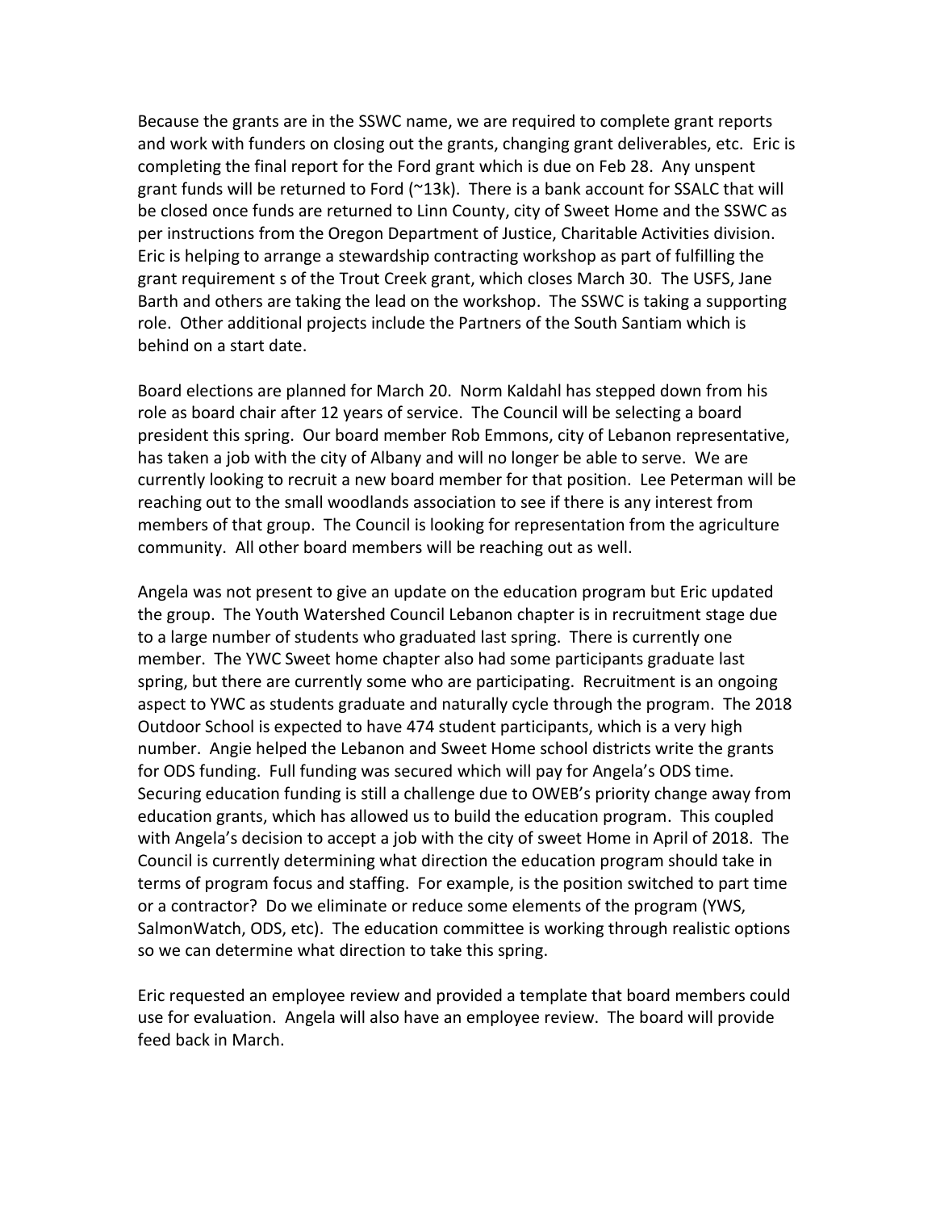Because the grants are in the SSWC name, we are required to complete grant reports and work with funders on closing out the grants, changing grant deliverables, etc. Eric is completing the final report for the Ford grant which is due on Feb 28. Any unspent grant funds will be returned to Ford (~13k). There is a bank account for SSALC that will be closed once funds are returned to Linn County, city of Sweet Home and the SSWC as per instructions from the Oregon Department of Justice, Charitable Activities division. Eric is helping to arrange a stewardship contracting workshop as part of fulfilling the grant requirement s of the Trout Creek grant, which closes March 30. The USFS, Jane Barth and others are taking the lead on the workshop. The SSWC is taking a supporting role. Other additional projects include the Partners of the South Santiam which is behind on a start date.

Board elections are planned for March 20. Norm Kaldahl has stepped down from his role as board chair after 12 years of service. The Council will be selecting a board president this spring. Our board member Rob Emmons, city of Lebanon representative, has taken a job with the city of Albany and will no longer be able to serve. We are currently looking to recruit a new board member for that position. Lee Peterman will be reaching out to the small woodlands association to see if there is any interest from members of that group. The Council is looking for representation from the agriculture community. All other board members will be reaching out as well.

Angela was not present to give an update on the education program but Eric updated the group. The Youth Watershed Council Lebanon chapter is in recruitment stage due to a large number of students who graduated last spring. There is currently one member. The YWC Sweet home chapter also had some participants graduate last spring, but there are currently some who are participating. Recruitment is an ongoing aspect to YWC as students graduate and naturally cycle through the program. The 2018 Outdoor School is expected to have 474 student participants, which is a very high number. Angie helped the Lebanon and Sweet Home school districts write the grants for ODS funding. Full funding was secured which will pay for Angela's ODS time. Securing education funding is still a challenge due to OWEB's priority change away from education grants, which has allowed us to build the education program. This coupled with Angela's decision to accept a job with the city of sweet Home in April of 2018. The Council is currently determining what direction the education program should take in terms of program focus and staffing. For example, is the position switched to part time or a contractor? Do we eliminate or reduce some elements of the program (YWS, SalmonWatch, ODS, etc). The education committee is working through realistic options so we can determine what direction to take this spring.

Eric requested an employee review and provided a template that board members could use for evaluation. Angela will also have an employee review. The board will provide feed back in March.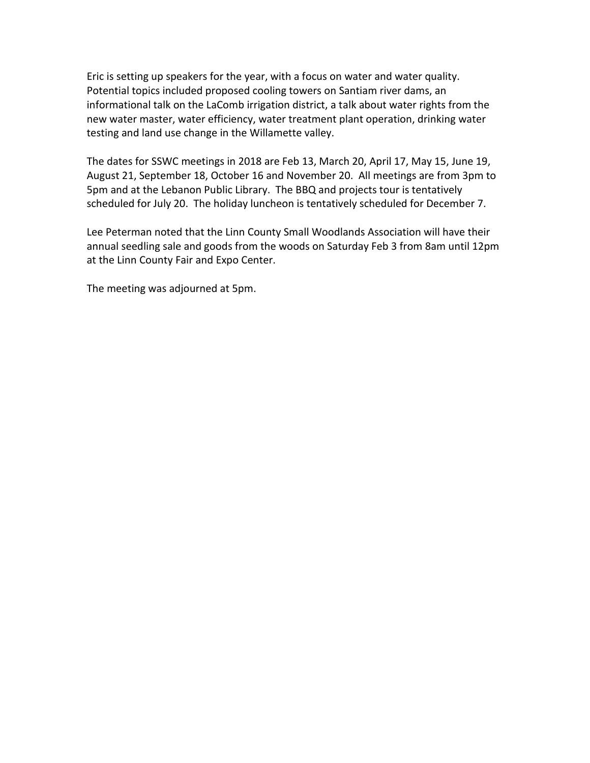Eric is setting up speakers for the year, with a focus on water and water quality. Potential topics included proposed cooling towers on Santiam river dams, an informational talk on the LaComb irrigation district, a talk about water rights from the new water master, water efficiency, water treatment plant operation, drinking water testing and land use change in the Willamette valley.

The dates for SSWC meetings in 2018 are Feb 13, March 20, April 17, May 15, June 19, August 21, September 18, October 16 and November 20. All meetings are from 3pm to 5pm and at the Lebanon Public Library. The BBQ and projects tour is tentatively scheduled for July 20. The holiday luncheon is tentatively scheduled for December 7.

Lee Peterman noted that the Linn County Small Woodlands Association will have their annual seedling sale and goods from the woods on Saturday Feb 3 from 8am until 12pm at the Linn County Fair and Expo Center.

The meeting was adjourned at 5pm.